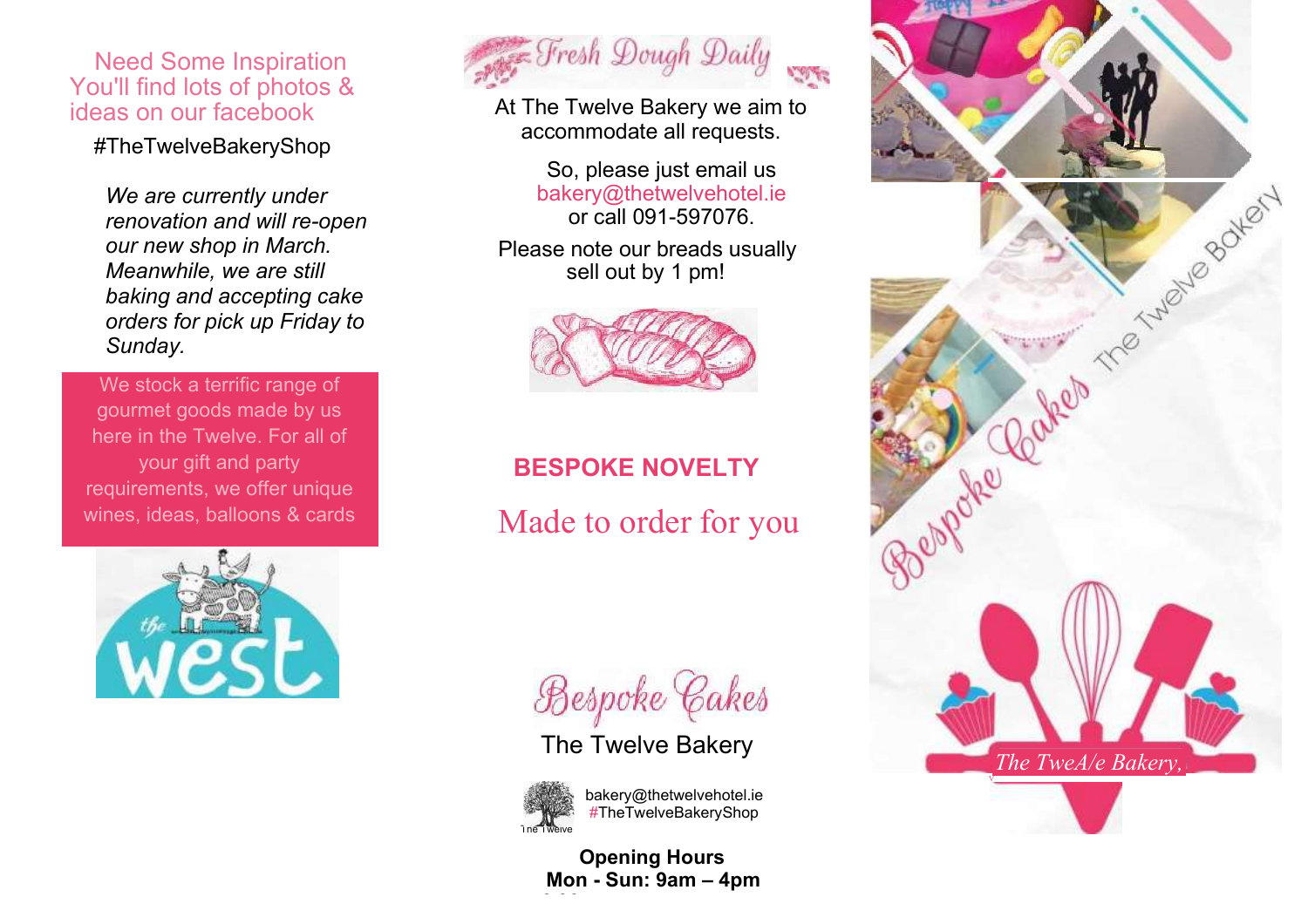## Need Some Inspiration
## You'll find lots of photos & ideas on our facebook

#TheTwelveBakeryShop

*We are currently under renovation and will re-open our new shop in March. Meanwhile, we are still baking and accepting cake orders for pick up Friday to Sunday.*

We stock a terrific range of gourmet goods made by us here in the Twelve. For all of your gift and party requirements, we offer unique wines, ideas, balloons & cards

the west

## Fresh Dough Daily

At The Twelve Bakery we aim to accommodate all requests.

So, please just email us bakery@thetwelvehotel.ie or call 091-597076.

Please note our breads usually sell out by 1 pm!

## BESPOKE NOVELTY

Made to order for you

# Bespoke Cakes

The Twelve Bakery

The Twelve

bakery@thetwelvehotel.ie
#TheTwelveBakeryShop

**Opening Hours**
**Mon - Sun: 9am – 4pm**

Bespoke Cakes The Twelve Bakery

*The TweA/e Bakery,*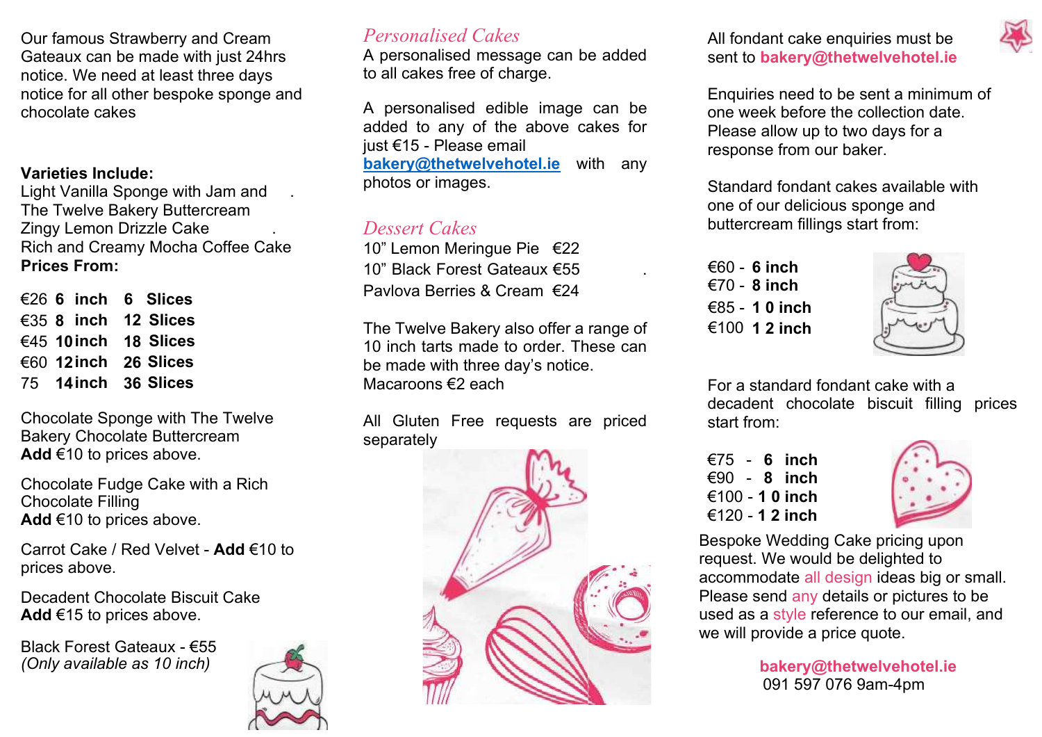Our famous Strawberry and Cream Gateaux can be made with just 24hrs notice. We need at least three days notice for all other bespoke sponge and chocolate cakes

**Varieties Include:**

Light Vanilla Sponge with Jam and The Twelve Bakery Buttercream

Zingy Lemon Drizzle Cake

Rich and Creamy Mocha Coffee Cake

**Prices From:**

| | | |
|---|---|---|
| €26 | **6 inch** | **6 Slices** |
| €35 | **8 inch** | **12 Slices** |
| €45 | **10 inch** | **18 Slices** |
| €60 | **12 inch** | **26 Slices** |
| 75 | **14 inch** | **36 Slices** |

Chocolate Sponge with The Twelve Bakery Chocolate Buttercream
**Add** €10 to prices above.

Chocolate Fudge Cake with a Rich Chocolate Filling
**Add** €10 to prices above.

Carrot Cake / Red Velvet - **Add** €10 to prices above.

Decadent Chocolate Biscuit Cake
**Add** €15 to prices above.

Black Forest Gateaux - €55
*(Only available as 10 inch)*

## *Personalised Cakes*

A personalised message can be added to all cakes free of charge.

A personalised edible image can be added to any of the above cakes for just €15 - Please email **bakery@thetwelvehotel.ie** with any photos or images.

## *Dessert Cakes*

10" Lemon Meringue Pie €22
10" Black Forest Gateaux €55
Pavlova Berries & Cream €24

The Twelve Bakery also offer a range of 10 inch tarts made to order. These can be made with three day's notice.
Macaroons €2 each

All Gluten Free requests are priced separately

All fondant cake enquiries must be sent to **bakery@thetwelvehotel.ie**

Enquiries need to be sent a minimum of one week before the collection date. Please allow up to two days for a response from our baker.

Standard fondant cakes available with one of our delicious sponge and buttercream fillings start from:

€60 - **6 inch**
€70 - **8 inch**
€85 - **10 inch**
€100 **12 inch**

For a standard fondant cake with a decadent chocolate biscuit filling prices start from:

€75 - **6 inch**
€90 - **8 inch**
€100 - **10 inch**
€120 - **12 inch**

Bespoke Wedding Cake pricing upon request. We would be delighted to accommodate all design ideas big or small. Please send any details or pictures to be used as a style reference to our email, and we will provide a price quote.

**bakery@thetwelvehotel.ie**
091 597 076 9am-4pm